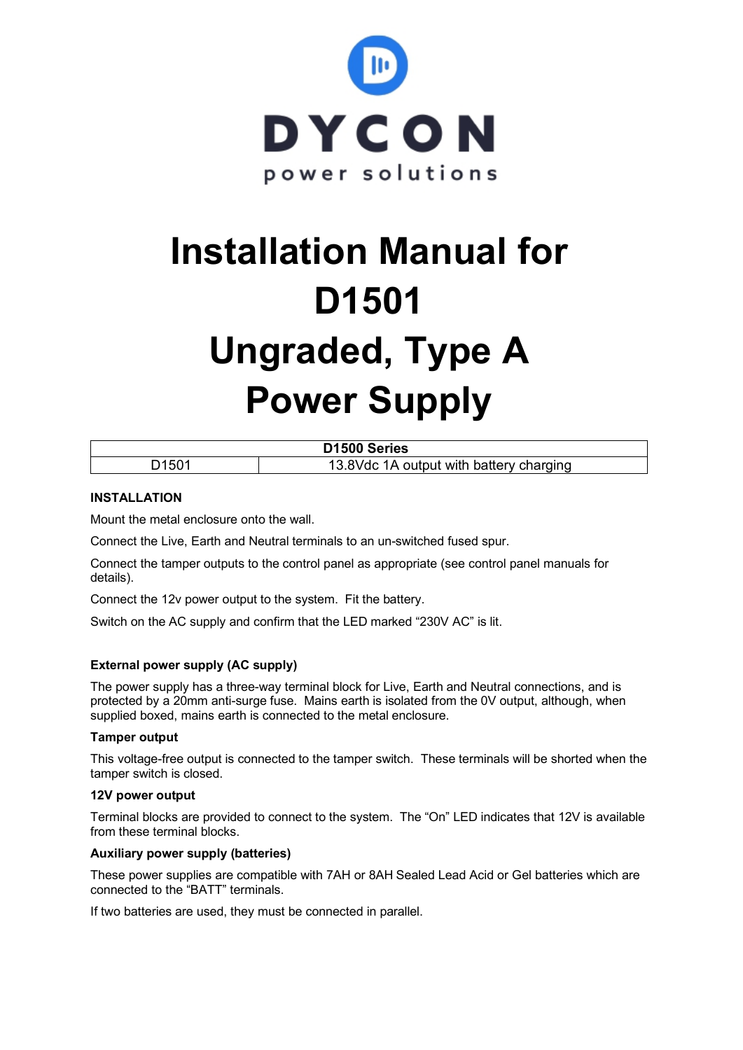DYCON

power solutions

# Installation Manual for D1501 Ungraded, Type A Power Supply

| D1500 Series | |
|---|---|
| D1501 | 13.8Vdc 1A output with battery charging |

## INSTALLATION

Mount the metal enclosure onto the wall.

Connect the Live, Earth and Neutral terminals to an un-switched fused spur.

Connect the tamper outputs to the control panel as appropriate (see control panel manuals for details).

Connect the 12v power output to the system. Fit the battery.

Switch on the AC supply and confirm that the LED marked “230V AC” is lit.

### External power supply (AC supply)

The power supply has a three-way terminal block for Live, Earth and Neutral connections, and is protected by a 20mm anti-surge fuse. Mains earth is isolated from the 0V output, although, when supplied boxed, mains earth is connected to the metal enclosure.

### Tamper output

This voltage-free output is connected to the tamper switch. These terminals will be shorted when the tamper switch is closed.

### 12V power output

Terminal blocks are provided to connect to the system. The “On” LED indicates that 12V is available from these terminal blocks.

### Auxiliary power supply (batteries)

These power supplies are compatible with 7AH or 8AH Sealed Lead Acid or Gel batteries which are connected to the “BATT” terminals.

If two batteries are used, they must be connected in parallel.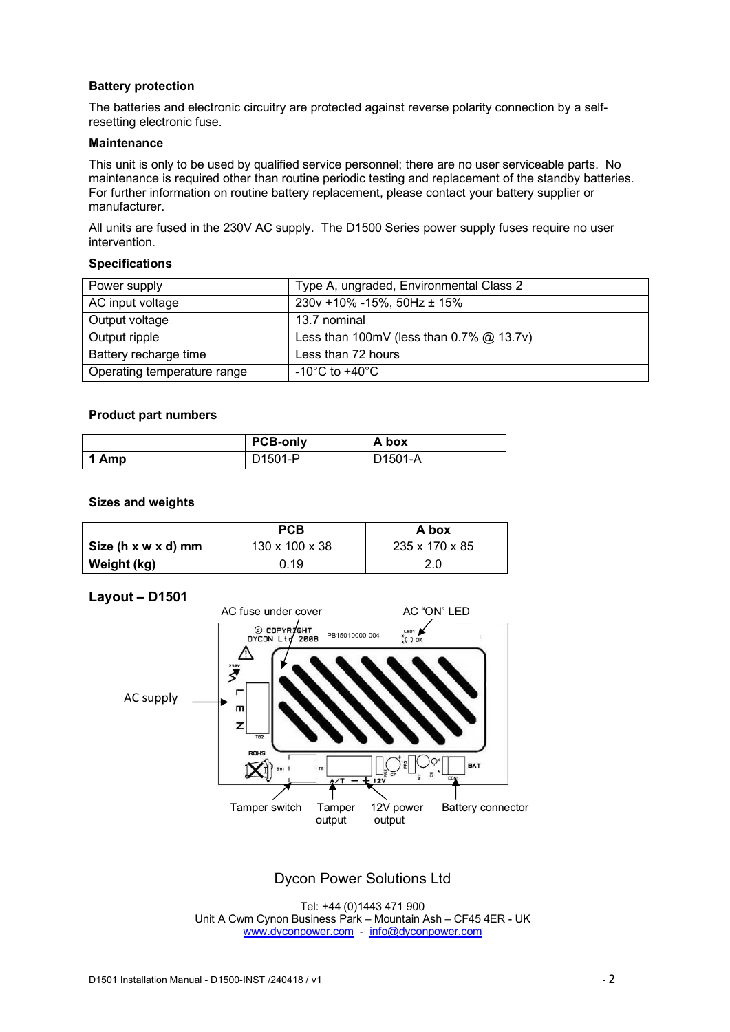**Battery protection**

The batteries and electronic circuitry are protected against reverse polarity connection by a self-resetting electronic fuse.

**Maintenance**

This unit is only to be used by qualified service personnel; there are no user serviceable parts. No maintenance is required other than routine periodic testing and replacement of the standby batteries. For further information on routine battery replacement, please contact your battery supplier or manufacturer.

All units are fused in the 230V AC supply. The D1500 Series power supply fuses require no user intervention.

**Specifications**

| | |
|---|---|
| Power supply | Type A, ungraded, Environmental Class 2 |
| AC input voltage | 230v +10% -15%, 50Hz ± 15% |
| Output voltage | 13.7 nominal |
| Output ripple | Less than 100mV (less than 0.7% @ 13.7v) |
| Battery recharge time | Less than 72 hours |
| Operating temperature range | -10°C to +40°C |

**Product part numbers**

| | PCB-only | A box |
|---|---|---|
| **1 Amp** | D1501-P | D1501-A |

**Sizes and weights**

| | PCB | A box |
|---|---|---|
| **Size (h x w x d) mm** | 130 x 100 x 38 | 235 x 170 x 85 |
| **Weight (kg)** | 0.19 | 2.0 |

## Layout – D1501

AC fuse under cover

AC "ON" LED

AC supply

© COPYRIGHT DYCON Ltd 2008

PB15010000-004

LED1 DC OK

230V

L E N

TB2

ROHS

SW1

TB1

A/T − + 12V

BAT

CON1

Tamper switch

Tamper output

12V power output

Battery connector

Dycon Power Solutions Ltd

Tel: +44 (0)1443 471 900
Unit A Cwm Cynon Business Park – Mountain Ash – CF45 4ER - UK
www.dyconpower.com - info@dyconpower.com

D1501 Installation Manual - D1500-INST /240418 / v1